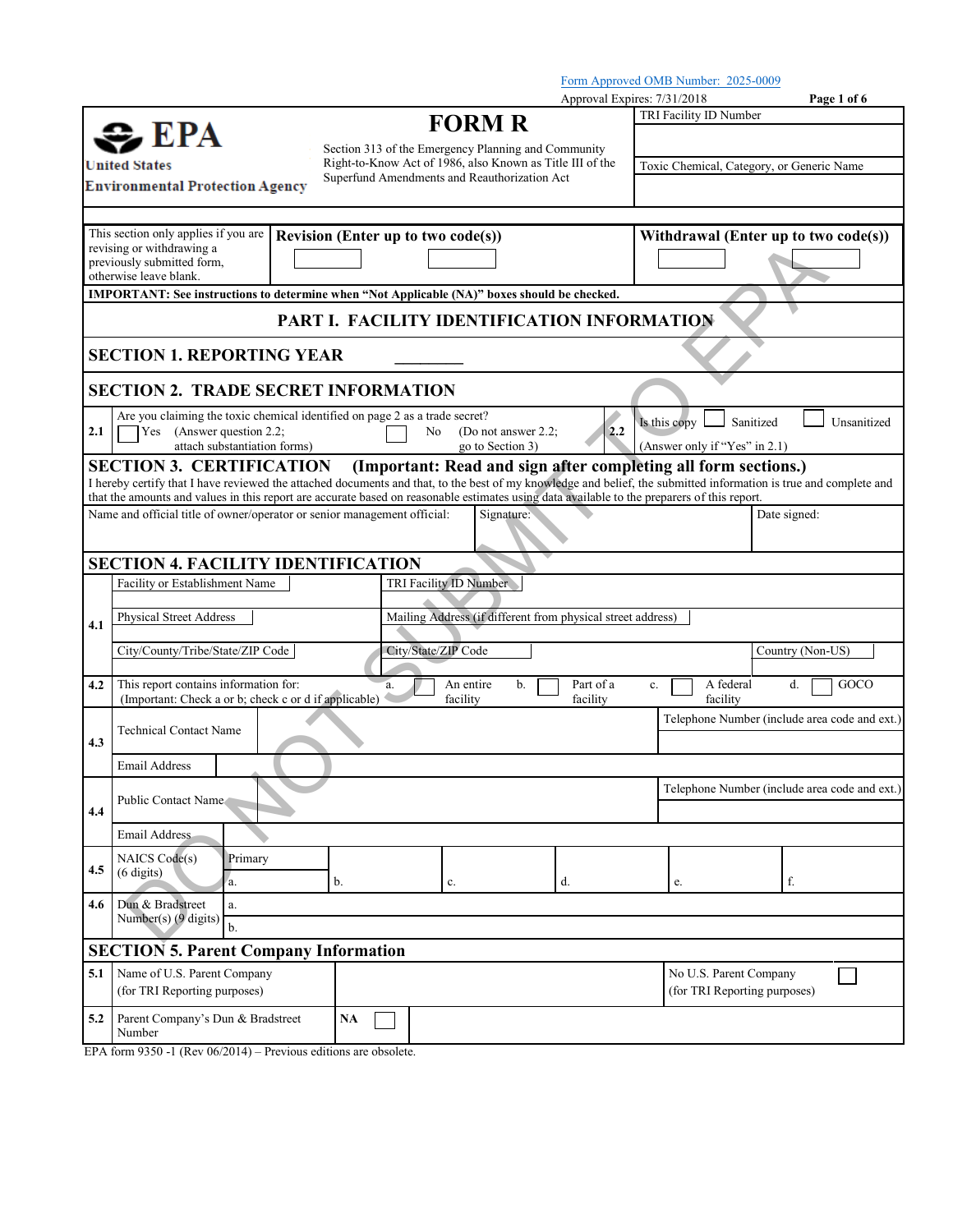Form Approved OMB Number: 2025-0009

Approval Expires: 7/31/2018

EPA
United States Environmental Protection Agency

# FORM R

Section 313 of the Emergency Planning and Community Right-to-Know Act of 1986, also Known as Title III of the Superfund Amendments and Reauthorization Act

| TRI Facility ID Number |
| --- |
| |
| Toxic Chemical, Category, or Generic Name |
| |

| This section only applies if you are revising or withdrawing a previously submitted form, otherwise leave blank. | **Revision (Enter up to two code(s))** | **Withdrawal (Enter up to two code(s))** |
| --- | --- | --- |
| | ☐ ☐ | ☐ ☐ |

**IMPORTANT: See instructions to determine when "Not Applicable (NA)" boxes should be checked.**

## PART I. FACILITY IDENTIFICATION INFORMATION

### SECTION 1. REPORTING YEAR ________

### SECTION 2. TRADE SECRET INFORMATION

| | | | |
| --- | --- | --- | --- |
| 2.1 | Are you claiming the toxic chemical identified on page 2 as a trade secret?<br>☐ Yes (Answer question 2.2; attach substantiation forms) ☐ No (Do not answer 2.2; go to Section 3) | 2.2 | Is this copy ☐ Sanitized ☐ Unsanitized<br>(Answer only if "Yes" in 2.1) |

### SECTION 3. CERTIFICATION (Important: Read and sign after completing all form sections.)

I hereby certify that I have reviewed the attached documents and that, to the best of my knowledge and belief, the submitted information is true and complete and that the amounts and values in this report are accurate based on reasonable estimates using data available to the preparers of this report.

| Name and official title of owner/operator or senior management official: | Signature: | Date signed: |
| --- | --- | --- |
| | | |

### SECTION 4. FACILITY IDENTIFICATION

| | | | |
| --- | --- | --- | --- |
| 4.1 | Facility or Establishment Name | TRI Facility ID Number | |
| | Physical Street Address | Mailing Address (if different from physical street address) | |
| | City/County/Tribe/State/ZIP Code | City/State/ZIP Code | Country (Non-US) |
| 4.2 | This report contains information for: (Important: Check a or b; check c or d if applicable) | a. ☐ An entire facility b. ☐ Part of a facility | c. ☐ A federal facility d. ☐ GOCO |
| 4.3 | Technical Contact Name | | Telephone Number (include area code and ext.) |
| | Email Address | | |
| 4.4 | Public Contact Name | | Telephone Number (include area code and ext.) |
| | Email Address | | |

| | | | | | | | |
| --- | --- | --- | --- | --- | --- | --- | --- |
| 4.5 | NAICS Code(s) (6 digits) | Primary<br>a. | b. | c. | d. | e. | f. |
| 4.6 | Dun & Bradstreet Number(s) (9 digits) | a.<br>b. | | | | | |

### SECTION 5. Parent Company Information

| | | | |
| --- | --- | --- | --- |
| 5.1 | Name of U.S. Parent Company (for TRI Reporting purposes) | | No U.S. Parent Company (for TRI Reporting purposes) ☐ |
| 5.2 | Parent Company's Dun & Bradstreet Number | NA ☐ | |

EPA form 9350 -1 (Rev 06/2014) – Previous editions are obsolete.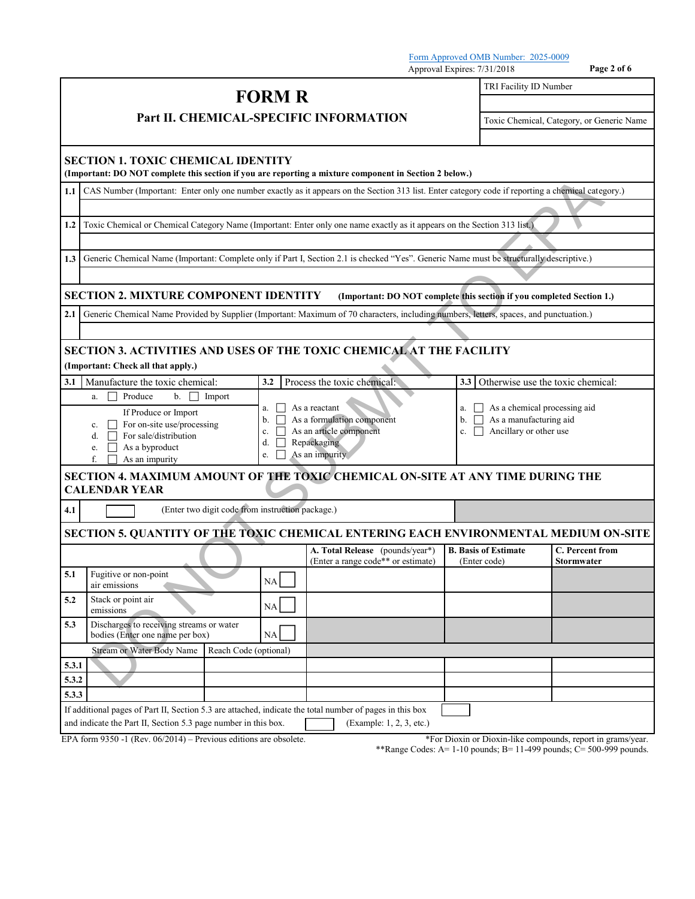Form Approved OMB Number: 2025-0009
Approval Expires: 7/31/2018

# FORM R

## Part II. CHEMICAL-SPECIFIC INFORMATION

TRI Facility ID Number

Toxic Chemical, Category, or Generic Name

DO NOT SUBMIT TO EPA

### SECTION 1. TOXIC CHEMICAL IDENTITY

**(Important: DO NOT complete this section if you are reporting a mixture component in Section 2 below.)**

**1.1** CAS Number (Important: Enter only one number exactly as it appears on the Section 313 list. Enter category code if reporting a chemical category.)

**1.2** Toxic Chemical or Chemical Category Name (Important: Enter only one name exactly as it appears on the Section 313 list.)

**1.3** Generic Chemical Name (Important: Complete only if Part I, Section 2.1 is checked "Yes". Generic Name must be structurally descriptive.)

### SECTION 2. MIXTURE COMPONENT IDENTITY

**(Important: DO NOT complete this section if you completed Section 1.)**

**2.1** Generic Chemical Name Provided by Supplier (Important: Maximum of 70 characters, including numbers, letters, spaces, and punctuation.)

### SECTION 3. ACTIVITIES AND USES OF THE TOXIC CHEMICAL AT THE FACILITY

**(Important: Check all that apply.)**

| **3.1** Manufacture the toxic chemical: | **3.2** Process the toxic chemical: | **3.3** Otherwise use the toxic chemical: |
|---|---|---|
| a. ☐ Produce b. ☐ Import<br>If Produce or Import<br>c. ☐ For on-site use/processing<br>d. ☐ For sale/distribution<br>e. ☐ As a byproduct<br>f. ☐ As an impurity | a. ☐ As a reactant<br>b. ☐ As a formulation component<br>c. ☐ As an article component<br>d. ☐ Repackaging<br>e. ☐ As an impurity | a. ☐ As a chemical processing aid<br>b. ☐ As a manufacturing aid<br>c. ☐ Ancillary or other use |

### SECTION 4. MAXIMUM AMOUNT OF THE TOXIC CHEMICAL ON-SITE AT ANY TIME DURING THE CALENDAR YEAR

**4.1** ☐ (Enter two digit code from instruction package.)

### SECTION 5. QUANTITY OF THE TOXIC CHEMICAL ENTERING EACH ENVIRONMENTAL MEDIUM ON-SITE

| | | | **A. Total Release** (pounds/year*) (Enter a range code** or estimate) | **B. Basis of Estimate** (Enter code) | **C. Percent from Stormwater** |
|---|---|---|---|---|---|
| **5.1** | Fugitive or non-point air emissions | NA ☐ | | | |
| **5.2** | Stack or point air emissions | NA ☐ | | | |
| **5.3** | Discharges to receiving streams or water bodies (Enter one name per box) | NA ☐ | | | |
| | Stream or Water Body Name | Reach Code (optional) | | | |
| **5.3.1** | | | | | |
| **5.3.2** | | | | | |
| **5.3.3** | | | | | |

If additional pages of Part II, Section 5.3 are attached, indicate the total number of pages in this box ☐ and indicate the Part II, Section 5.3 page number in this box. ☐ (Example: 1, 2, 3, etc.)

EPA form 9350 -1 (Rev. 06/2014) – Previous editions are obsolete.

*For Dioxin or Dioxin-like compounds, report in grams/year.

**Range Codes: A= 1-10 pounds; B= 11-499 pounds; C= 500-999 pounds.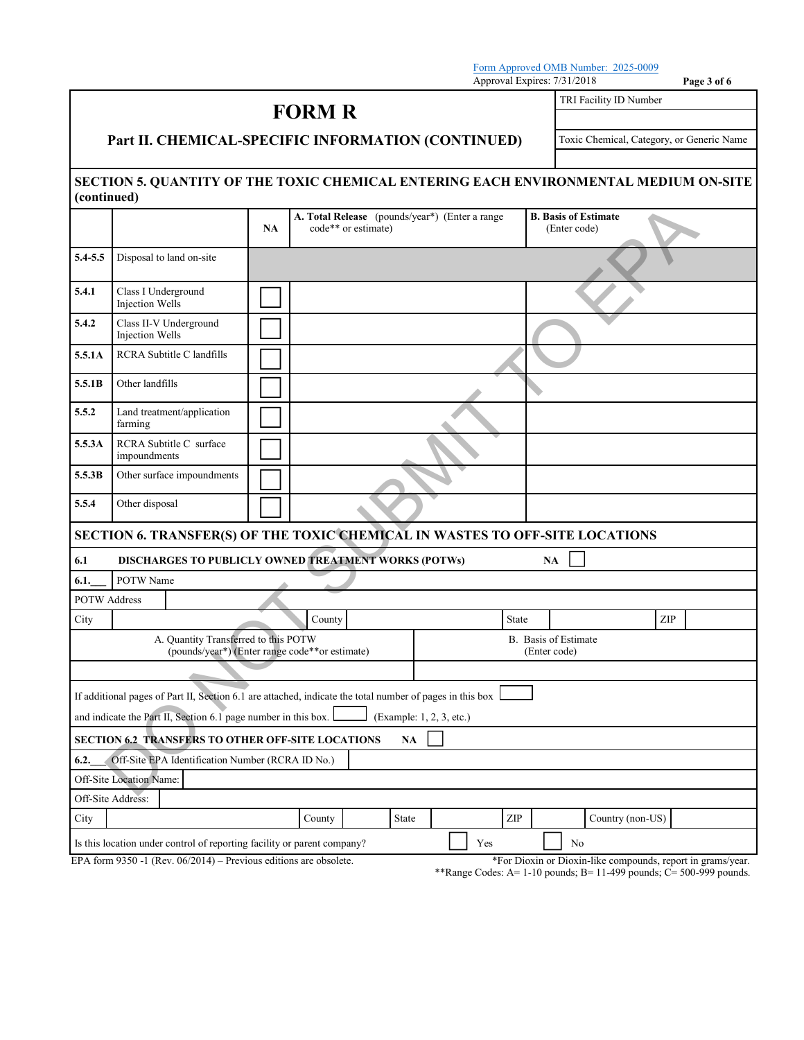Form Approved OMB Number: 2025-0009
Approval Expires: 7/31/2018

# FORM R

## Part II. CHEMICAL-SPECIFIC INFORMATION (CONTINUED)

| TRI Facility ID Number |
| --- |
| |
| Toxic Chemical, Category, or Generic Name |
| |

### SECTION 5. QUANTITY OF THE TOXIC CHEMICAL ENTERING EACH ENVIRONMENTAL MEDIUM ON-SITE (continued)

| | | NA | A. Total Release (pounds/year*) (Enter a range code** or estimate) | B. Basis of Estimate (Enter code) |
| --- | --- | --- | --- | --- |
| 5.4-5.5 | Disposal to land on-site | | | |
| 5.4.1 | Class I Underground Injection Wells | ☐ | | |
| 5.4.2 | Class II-V Underground Injection Wells | ☐ | | |
| 5.5.1A | RCRA Subtitle C landfills | ☐ | | |
| 5.5.1B | Other landfills | ☐ | | |
| 5.5.2 | Land treatment/application farming | ☐ | | |
| 5.5.3A | RCRA Subtitle C surface impoundments | ☐ | | |
| 5.5.3B | Other surface impoundments | ☐ | | |
| 5.5.4 | Other disposal | ☐ | | |

### SECTION 6. TRANSFER(S) OF THE TOXIC CHEMICAL IN WASTES TO OFF-SITE LOCATIONS

**6.1 DISCHARGES TO PUBLICLY OWNED TREATMENT WORKS (POTWs)** NA ☐

6.1.___ POTW Name

POTW Address

City | County | State | ZIP

| A. Quantity Transferred to this POTW (pounds/year*) (Enter range code**or estimate) | B. Basis of Estimate (Enter code) |
| --- | --- |
| | |

If additional pages of Part II, Section 6.1 are attached, indicate the total number of pages in this box ☐

and indicate the Part II, Section 6.1 page number in this box. ☐ (Example: 1, 2, 3, etc.)

**SECTION 6.2 TRANSFERS TO OTHER OFF-SITE LOCATIONS** NA ☐

6.2.___ Off-Site EPA Identification Number (RCRA ID No.)

Off-Site Location Name:

Off-Site Address:

City | County | State | ZIP | Country (non-US)

Is this location under control of reporting facility or parent company? ☐ Yes ☐ No

EPA form 9350 -1 (Rev. 06/2014) – Previous editions are obsolete.

*For Dioxin or Dioxin-like compounds, report in grams/year.
**Range Codes: A= 1-10 pounds; B= 11-499 pounds; C= 500-999 pounds.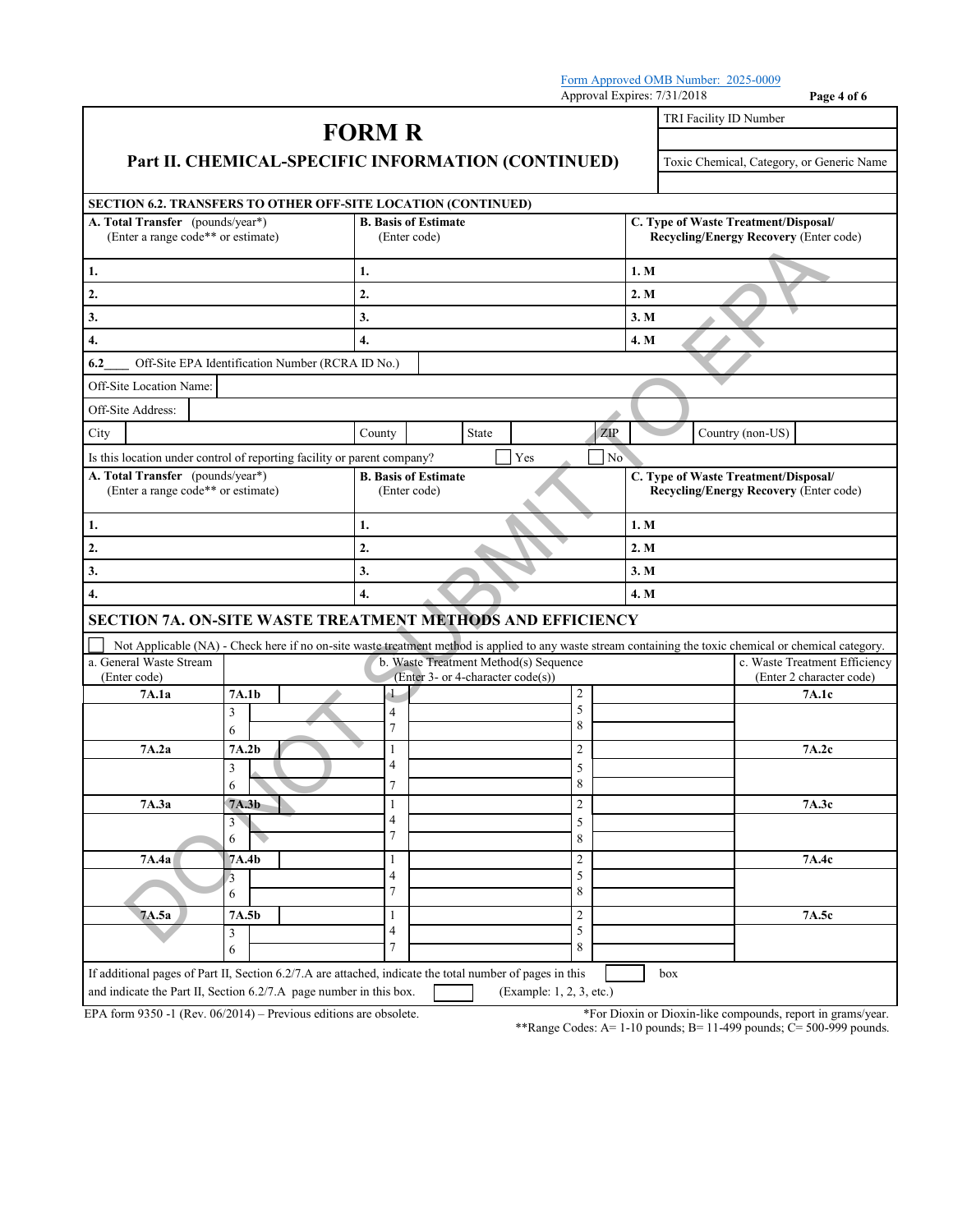Form Approved OMB Number: 2025-0009
Approval Expires: 7/31/2018

# FORM R

## Part II. CHEMICAL-SPECIFIC INFORMATION (CONTINUED)

| TRI Facility ID Number |
| --- |
| |
| Toxic Chemical, Category, or Generic Name |
| |

### SECTION 6.2. TRANSFERS TO OTHER OFF-SITE LOCATION (CONTINUED)

| **A. Total Transfer** (pounds/year*) (Enter a range code** or estimate) | **B. Basis of Estimate** (Enter code) | **C. Type of Waste Treatment/Disposal/ Recycling/Energy Recovery** (Enter code) |
| --- | --- | --- |
| 1. | 1. | 1. M |
| 2. | 2. | 2. M |
| 3. | 3. | 3. M |
| 4. | 4. | 4. M |

**6.2____** Off-Site EPA Identification Number (RCRA ID No.)

Off-Site Location Name:

Off-Site Address:

City | County | State | ZIP | Country (non-US)

Is this location under control of reporting facility or parent company? ☐ Yes ☐ No

| **A. Total Transfer** (pounds/year*) (Enter a range code** or estimate) | **B. Basis of Estimate** (Enter code) | **C. Type of Waste Treatment/Disposal/ Recycling/Energy Recovery** (Enter code) |
| --- | --- | --- |
| 1. | 1. | 1. M |
| 2. | 2. | 2. M |
| 3. | 3. | 3. M |
| 4. | 4. | 4. M |

### SECTION 7A. ON-SITE WASTE TREATMENT METHODS AND EFFICIENCY

☐ Not Applicable (NA) - Check here if no on-site waste treatment method is applied to any waste stream containing the toxic chemical or chemical category.

| a. General Waste Stream (Enter code) | b. Waste Treatment Method(s) Sequence (Enter 3- or 4-character code(s)) | | | c. Waste Treatment Efficiency (Enter 2 character code) |
| --- | --- | --- | --- | --- |
| 7A.1a | 7A.1b | 1 | 2 | 7A.1c |
| | 3 | 4 | 5 | |
| | 6 | 7 | 8 | |
| 7A.2a | 7A.2b | 1 | 2 | 7A.2c |
| | 3 | 4 | 5 | |
| | 6 | 7 | 8 | |
| 7A.3a | 7A.3b | 1 | 2 | 7A.3c |
| | 3 | 4 | 5 | |
| | 6 | 7 | 8 | |
| 7A.4a | 7A.4b | 1 | 2 | 7A.4c |
| | 3 | 4 | 5 | |
| | 6 | 7 | 8 | |
| 7A.5a | 7A.5b | 1 | 2 | 7A.5c |
| | 3 | 4 | 5 | |
| | 6 | 7 | 8 | |

If additional pages of Part II, Section 6.2/7.A are attached, indicate the total number of pages in this ☐ box and indicate the Part II, Section 6.2/7.A page number in this box. ☐ (Example: 1, 2, 3, etc.)

EPA form 9350 -1 (Rev. 06/2014) – Previous editions are obsolete.

*For Dioxin or Dioxin-like compounds, report in grams/year.

**Range Codes: A= 1-10 pounds; B= 11-499 pounds; C= 500-999 pounds.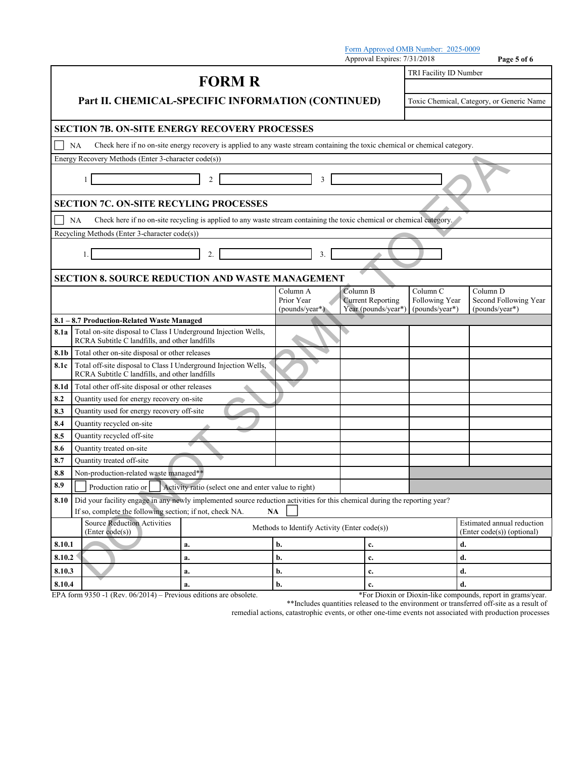Form Approved OMB Number: 2025-0009
Approval Expires: 7/31/2018

# FORM R

## Part II. CHEMICAL-SPECIFIC INFORMATION (CONTINUED)

| TRI Facility ID Number |
|---|
| |
| Toxic Chemical, Category, or Generic Name |
| |

### SECTION 7B. ON-SITE ENERGY RECOVERY PROCESSES

☐ NA Check here if no on-site energy recovery is applied to any waste stream containing the toxic chemical or chemical category.

Energy Recovery Methods (Enter 3-character code(s))

1 ______ 2 ______ 3 ______

### SECTION 7C. ON-SITE RECYLING PROCESSES

☐ NA Check here if no on-site recycling is applied to any waste stream containing the toxic chemical or chemical category.

Recycling Methods (Enter 3-character code(s))

1. ______ 2. ______ 3. ______

### SECTION 8. SOURCE REDUCTION AND WASTE MANAGEMENT

| | | Column A Prior Year (pounds/year*) | Column B Current Reporting Year (pounds/year*) | Column C Following Year (pounds/year*) | Column D Second Following Year (pounds/year*) |
|---|---|---|---|---|---|
| **8.1 – 8.7 Production-Related Waste Managed** | | | | | |
| **8.1a** | Total on-site disposal to Class I Underground Injection Wells, RCRA Subtitle C landfills, and other landfills | | | | |
| **8.1b** | Total other on-site disposal or other releases | | | | |
| **8.1c** | Total off-site disposal to Class I Underground Injection Wells, RCRA Subtitle C landfills, and other landfills | | | | |
| **8.1d** | Total other off-site disposal or other releases | | | | |
| **8.2** | Quantity used for energy recovery on-site | | | | |
| **8.3** | Quantity used for energy recovery off-site | | | | |
| **8.4** | Quantity recycled on-site | | | | |
| **8.5** | Quantity recycled off-site | | | | |
| **8.6** | Quantity treated on-site | | | | |
| **8.7** | Quantity treated off-site | | | | |
| **8.8** | Non-production-related waste managed** | | | | |
| **8.9** | ☐ Production ratio or ☐ Activity ratio (select one and enter value to right) | | | | |

**8.10** Did your facility engage in any newly implemented source reduction activities for this chemical during the reporting year? If so, complete the following section; if not, check NA. **NA** ☐

| | Source Reduction Activities (Enter code(s)) | Methods to Identify Activity (Enter code(s)) | | | Estimated annual reduction (Enter code(s)) (optional) |
|---|---|---|---|---|---|
| **8.10.1** | | **a.** | **b.** | **c.** | **d.** |
| **8.10.2** | | **a.** | **b.** | **c.** | **d.** |
| **8.10.3** | | **a.** | **b.** | **c.** | **d.** |
| **8.10.4** | | **a.** | **b.** | **c.** | **d.** |

EPA form 9350 -1 (Rev. 06/2014) – Previous editions are obsolete.

*For Dioxin or Dioxin-like compounds, report in grams/year.

**Includes quantities released to the environment or transferred off-site as a result of remedial actions, catastrophic events, or other one-time events not associated with production processes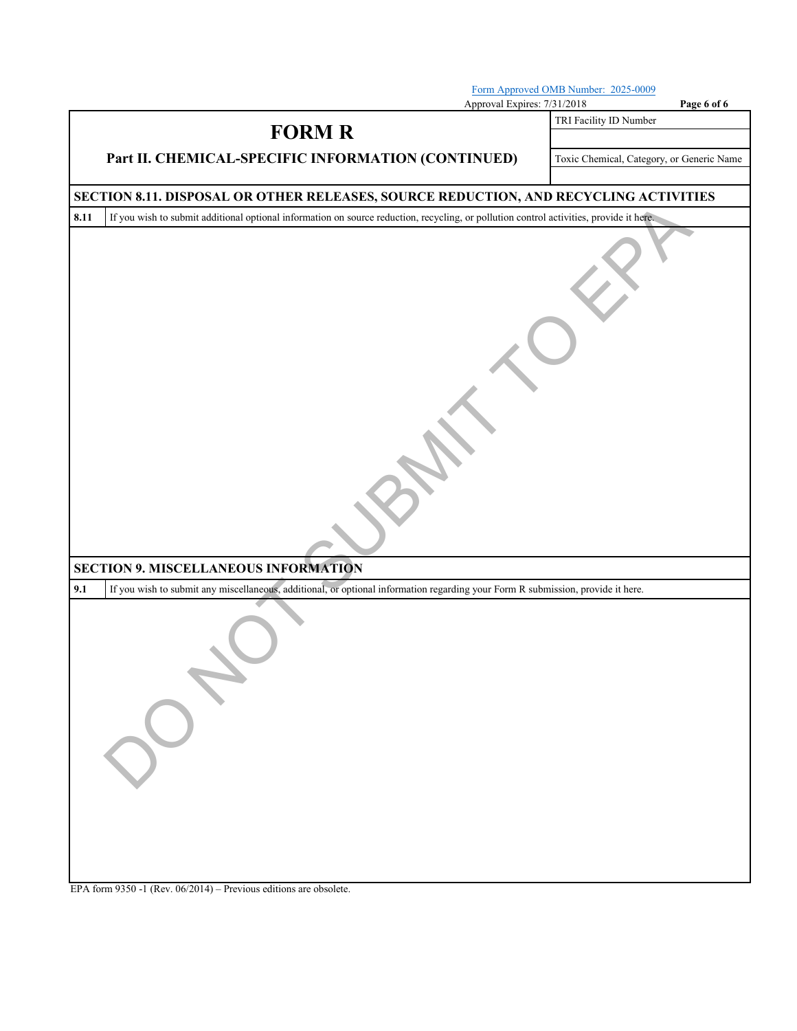Form Approved OMB Number: 2025-0009

Approval Expires: 7/31/2018

# FORM R

## Part II. CHEMICAL-SPECIFIC INFORMATION (CONTINUED)

| TRI Facility ID Number |
| --- |
| |
| Toxic Chemical, Category, or Generic Name |
| |

### SECTION 8.11. DISPOSAL OR OTHER RELEASES, SOURCE REDUCTION, AND RECYCLING ACTIVITIES

| | |
| --- | --- |
| 8.11 | If you wish to submit additional optional information on source reduction, recycling, or pollution control activities, provide it here. |

### SECTION 9. MISCELLANEOUS INFORMATION

| | |
| --- | --- |
| 9.1 | If you wish to submit any miscellaneous, additional, or optional information regarding your Form R submission, provide it here. |

DO NOT SUBMIT TO EPA

EPA form 9350 -1 (Rev. 06/2014) – Previous editions are obsolete.